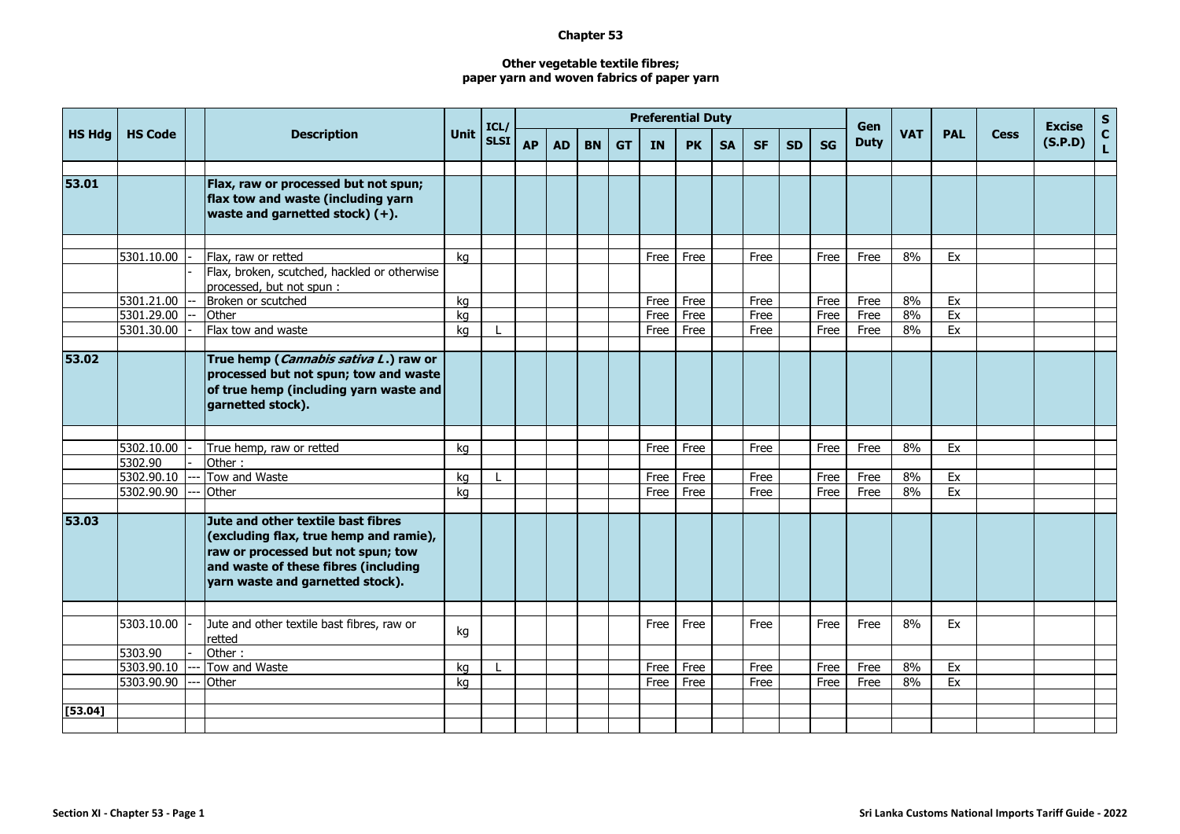# Chapter 53

## Other vegetable textile fibres; paper yarn and woven fabrics of paper yarn

| HS Hdg | HS Code | | Description | Unit | ICL/ SLSI | Preferential Duty | | | | | | | | | | Gen Duty | VAT | PAL | Cess | Excise (S.P.D) | SCL |
|---|---|---|---|---|---|---|---|---|---|---|---|---|---|---|---|---|---|---|---|---|---|
| | | | | | | AP | AD | BN | GT | IN | PK | SA | SF | SD | SG | | | | | | |
| **53.01** | | | **Flax, raw or processed but not spun; flax tow and waste (including yarn waste and garnetted stock) (+).** | | | | | | | | | | | | | | | | | | |
| | 5301.10.00 | - | Flax, raw or retted | kg | | | | | | Free | Free | | Free | | Free | Free | 8% | Ex | | | |
| | | - | Flax, broken, scutched, hackled or otherwise processed, but not spun : | | | | | | | | | | | | | | | | | | |
| | 5301.21.00 | -- | Broken or scutched | kg | | | | | | Free | Free | | Free | | Free | Free | 8% | Ex | | | |
| | 5301.29.00 | -- | Other | kg | | | | | | Free | Free | | Free | | Free | Free | 8% | Ex | | | |
| | 5301.30.00 | - | Flax tow and waste | kg | L | | | | | Free | Free | | Free | | Free | Free | 8% | Ex | | | |
| **53.02** | | | **True hemp (*Cannabis sativa L*.) raw or processed but not spun; tow and waste of true hemp (including yarn waste and garnetted stock).** | | | | | | | | | | | | | | | | | | |
| | 5302.10.00 | - | True hemp, raw or retted | kg | | | | | | Free | Free | | Free | | Free | Free | 8% | Ex | | | |
| | 5302.90 | - | Other : | | | | | | | | | | | | | | | | | | |
| | 5302.90.10 | --- | Tow and Waste | kg | L | | | | | Free | Free | | Free | | Free | Free | 8% | Ex | | | |
| | 5302.90.90 | --- | Other | kg | | | | | | Free | Free | | Free | | Free | Free | 8% | Ex | | | |
| **53.03** | | | **Jute and other textile bast fibres (excluding flax, true hemp and ramie), raw or processed but not spun; tow and waste of these fibres (including yarn waste and garnetted stock).** | | | | | | | | | | | | | | | | | | |
| | 5303.10.00 | - | Jute and other textile bast fibres, raw or retted | kg | | | | | | Free | Free | | Free | | Free | Free | 8% | Ex | | | |
| | 5303.90 | - | Other : | | | | | | | | | | | | | | | | | | |
| | 5303.90.10 | --- | Tow and Waste | kg | L | | | | | Free | Free | | Free | | Free | Free | 8% | Ex | | | |
| | 5303.90.90 | --- | Other | kg | | | | | | Free | Free | | Free | | Free | Free | 8% | Ex | | | |
| **[53.04]** | | | | | | | | | | | | | | | | | | | | | |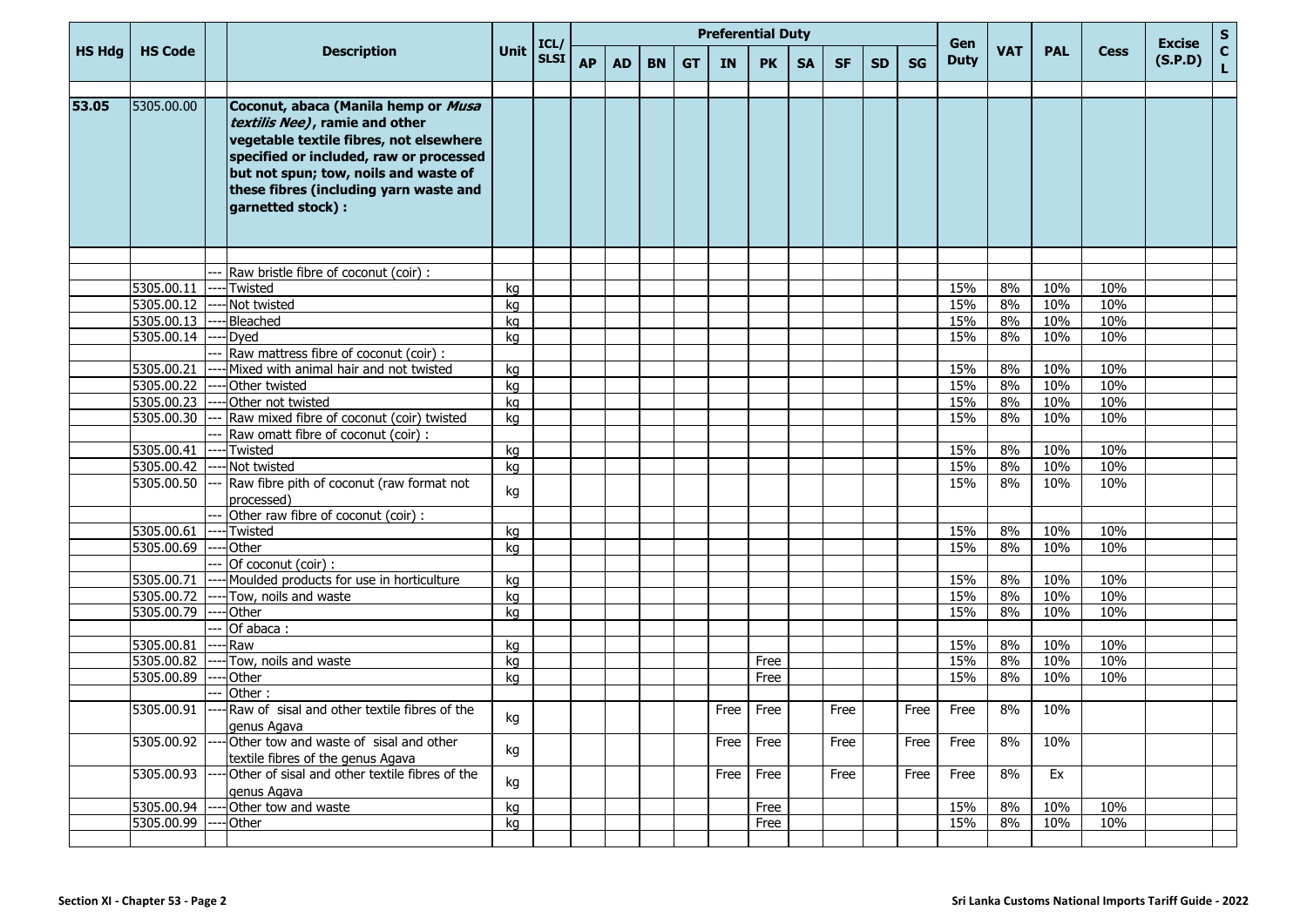| HS Hdg | HS Code | | Description | Unit | ICL/ SLSI | Preferential Duty | | | | | | | | | | Gen Duty | VAT | PAL | Cess | Excise (S.P.D) | S C L |
|---|---|---|---|---|---|---|---|---|---|---|---|---|---|---|---|---|---|---|---|---|---|
| | | | | | | AP | AD | BN | GT | IN | PK | SA | SF | SD | SG | | | | | | |
| 53.05 | 5305.00.00 | | **Coconut, abaca (Manila hemp or *Musa textilis Nee*), ramie and other vegetable textile fibres, not elsewhere specified or included, raw or processed but not spun; tow, noils and waste of these fibres (including yarn waste and garnetted stock) :** | | | | | | | | | | | | | | | | | | |
| | | --- | Raw bristle fibre of coconut (coir) : | | | | | | | | | | | | | | | | | | |
| | 5305.00.11 | ---- | Twisted | kg | | | | | | | | | | | | 15% | 8% | 10% | 10% | | |
| | 5305.00.12 | ---- | Not twisted | kg | | | | | | | | | | | | 15% | 8% | 10% | 10% | | |
| | 5305.00.13 | ---- | Bleached | kg | | | | | | | | | | | | 15% | 8% | 10% | 10% | | |
| | 5305.00.14 | ---- | Dyed | kg | | | | | | | | | | | | 15% | 8% | 10% | 10% | | |
| | | --- | Raw mattress fibre of coconut (coir) : | | | | | | | | | | | | | | | | | | |
| | 5305.00.21 | ---- | Mixed with animal hair and not twisted | kg | | | | | | | | | | | | 15% | 8% | 10% | 10% | | |
| | 5305.00.22 | ---- | Other twisted | kg | | | | | | | | | | | | 15% | 8% | 10% | 10% | | |
| | 5305.00.23 | ---- | Other not twisted | kg | | | | | | | | | | | | 15% | 8% | 10% | 10% | | |
| | 5305.00.30 | --- | Raw mixed fibre of coconut (coir) twisted | kg | | | | | | | | | | | | 15% | 8% | 10% | 10% | | |
| | | --- | Raw omatt fibre of coconut (coir) : | | | | | | | | | | | | | | | | | | |
| | 5305.00.41 | ---- | Twisted | kg | | | | | | | | | | | | 15% | 8% | 10% | 10% | | |
| | 5305.00.42 | ---- | Not twisted | kg | | | | | | | | | | | | 15% | 8% | 10% | 10% | | |
| | 5305.00.50 | --- | Raw fibre pith of coconut (raw format not processed) | kg | | | | | | | | | | | | 15% | 8% | 10% | 10% | | |
| | | --- | Other raw fibre of coconut (coir) : | | | | | | | | | | | | | | | | | | |
| | 5305.00.61 | ---- | Twisted | kg | | | | | | | | | | | | 15% | 8% | 10% | 10% | | |
| | 5305.00.69 | ---- | Other | kg | | | | | | | | | | | | 15% | 8% | 10% | 10% | | |
| | | --- | Of coconut (coir) : | | | | | | | | | | | | | | | | | | |
| | 5305.00.71 | ---- | Moulded products for use in horticulture | kg | | | | | | | | | | | | 15% | 8% | 10% | 10% | | |
| | 5305.00.72 | ---- | Tow, noils and waste | kg | | | | | | | | | | | | 15% | 8% | 10% | 10% | | |
| | 5305.00.79 | ---- | Other | kg | | | | | | | | | | | | 15% | 8% | 10% | 10% | | |
| | | --- | Of abaca : | | | | | | | | | | | | | | | | | | |
| | 5305.00.81 | ---- | Raw | kg | | | | | | | | | | | | 15% | 8% | 10% | 10% | | |
| | 5305.00.82 | ---- | Tow, noils and waste | kg | | | | | | | Free | | | | | 15% | 8% | 10% | 10% | | |
| | 5305.00.89 | ---- | Other | kg | | | | | | | Free | | | | | 15% | 8% | 10% | 10% | | |
| | | --- | Other : | | | | | | | | | | | | | | | | | | |
| | 5305.00.91 | ---- | Raw of sisal and other textile fibres of the genus Agava | kg | | | | | | Free | Free | | Free | | Free | Free | 8% | 10% | | | |
| | 5305.00.92 | ---- | Other tow and waste of sisal and other textile fibres of the genus Agava | kg | | | | | | Free | Free | | Free | | Free | Free | 8% | 10% | | | |
| | 5305.00.93 | ---- | Other of sisal and other textile fibres of the genus Agava | kg | | | | | | Free | Free | | Free | | Free | Free | 8% | Ex | | | |
| | 5305.00.94 | ---- | Other tow and waste | kg | | | | | | | Free | | | | | 15% | 8% | 10% | 10% | | |
| | 5305.00.99 | ---- | Other | kg | | | | | | | Free | | | | | 15% | 8% | 10% | 10% | | |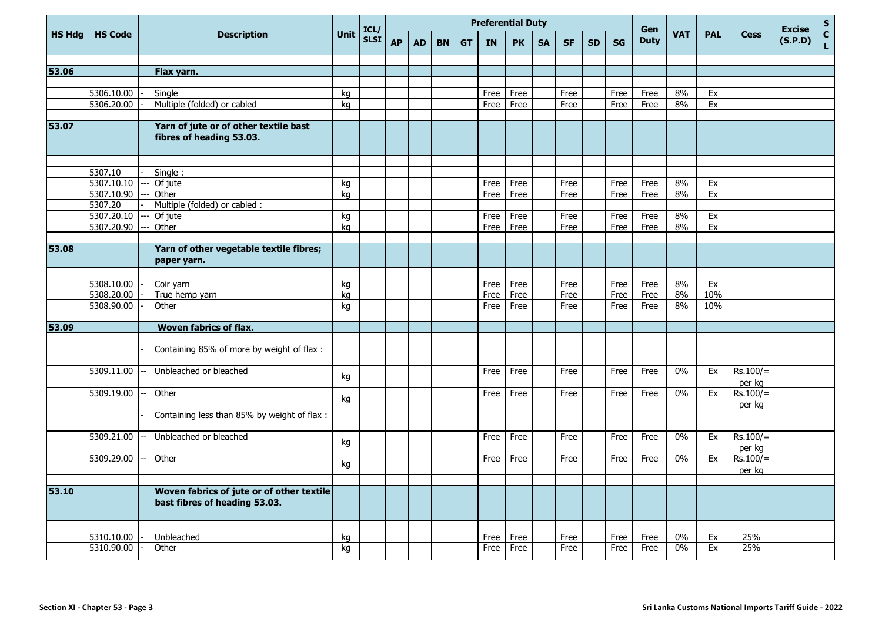| HS Hdg | HS Code | | Description | Unit | ICL/ SLSI | Preferential Duty | | | | | | | | | | Gen Duty | VAT | PAL | Cess | Excise (S.P.D) | S C L |
|---|---|---|---|---|---|---|---|---|---|---|---|---|---|---|---|---|---|---|---|---|---|
| | | | | | | AP | AD | BN | GT | IN | PK | SA | SF | SD | SG | | | | | | |
| **53.06** | | | **Flax yarn.** | | | | | | | | | | | | | | | | | | |
| | 5306.10.00 | - | Single | kg | | | | | | Free | Free | | Free | | Free | Free | 8% | Ex | | | |
| | 5306.20.00 | - | Multiple (folded) or cabled | kg | | | | | | Free | Free | | Free | | Free | Free | 8% | Ex | | | |
| **53.07** | | | **Yarn of jute or of other textile bast fibres of heading 53.03.** | | | | | | | | | | | | | | | | | | |
| | 5307.10 | - | Single : | | | | | | | | | | | | | | | | | | |
| | 5307.10.10 | --- | Of jute | kg | | | | | | Free | Free | | Free | | Free | Free | 8% | Ex | | | |
| | 5307.10.90 | --- | Other | kg | | | | | | Free | Free | | Free | | Free | Free | 8% | Ex | | | |
| | 5307.20 | - | Multiple (folded) or cabled : | | | | | | | | | | | | | | | | | | |
| | 5307.20.10 | --- | Of jute | kg | | | | | | Free | Free | | Free | | Free | Free | 8% | Ex | | | |
| | 5307.20.90 | --- | Other | kg | | | | | | Free | Free | | Free | | Free | Free | 8% | Ex | | | |
| **53.08** | | | **Yarn of other vegetable textile fibres; paper yarn.** | | | | | | | | | | | | | | | | | | |
| | 5308.10.00 | - | Coir yarn | kg | | | | | | Free | Free | | Free | | Free | Free | 8% | Ex | | | |
| | 5308.20.00 | - | True hemp yarn | kg | | | | | | Free | Free | | Free | | Free | Free | 8% | 10% | | | |
| | 5308.90.00 | - | Other | kg | | | | | | Free | Free | | Free | | Free | Free | 8% | 10% | | | |
| **53.09** | | | **Woven fabrics of flax.** | | | | | | | | | | | | | | | | | | |
| | | - | Containing 85% of more by weight of flax : | | | | | | | | | | | | | | | | | | |
| | 5309.11.00 | -- | Unbleached or bleached | kg | | | | | | Free | Free | | Free | | Free | Free | 0% | Ex | Rs.100/= per kg | | |
| | 5309.19.00 | -- | Other | kg | | | | | | Free | Free | | Free | | Free | Free | 0% | Ex | Rs.100/= per kg | | |
| | | - | Containing less than 85% by weight of flax : | | | | | | | | | | | | | | | | | | |
| | 5309.21.00 | -- | Unbleached or bleached | kg | | | | | | Free | Free | | Free | | Free | Free | 0% | Ex | Rs.100/= per kg | | |
| | 5309.29.00 | -- | Other | kg | | | | | | Free | Free | | Free | | Free | Free | 0% | Ex | Rs.100/= per kg | | |
| **53.10** | | | **Woven fabrics of jute or of other textile bast fibres of heading 53.03.** | | | | | | | | | | | | | | | | | | |
| | 5310.10.00 | - | Unbleached | kg | | | | | | Free | Free | | Free | | Free | Free | 0% | Ex | 25% | | |
| | 5310.90.00 | - | Other | kg | | | | | | Free | Free | | Free | | Free | Free | 0% | Ex | 25% | | |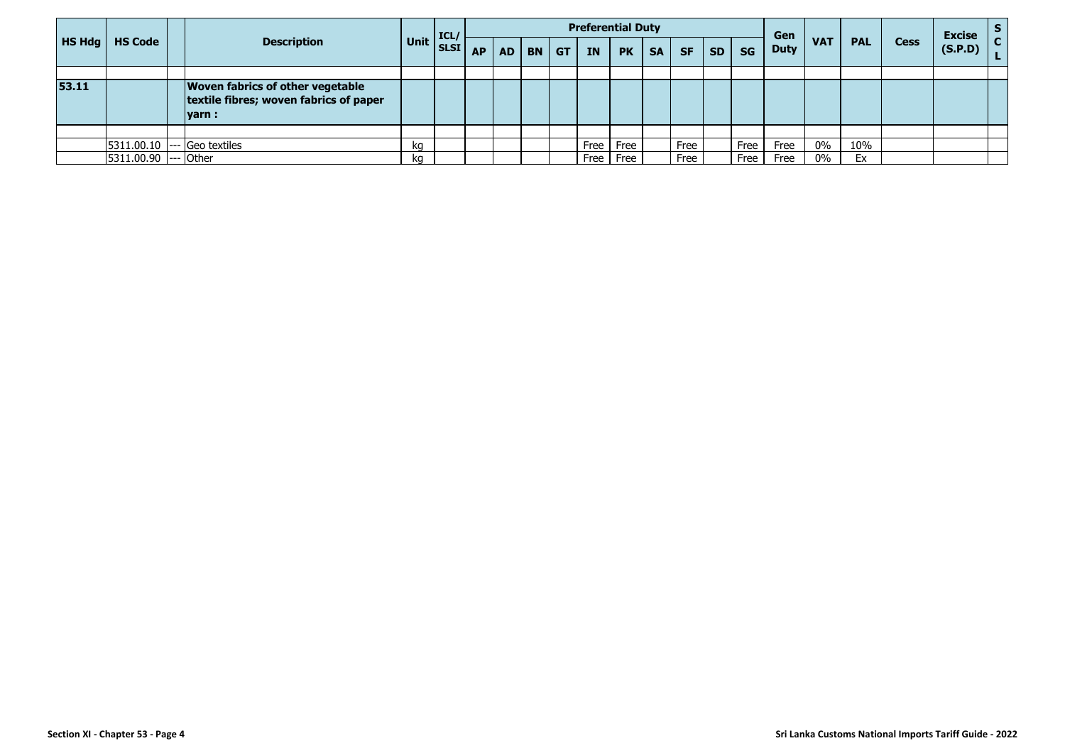| HS Hdg | HS Code | | Description | Unit | ICL/ SLSI | Preferential Duty | | | | | | | | | | Gen Duty | VAT | PAL | Cess | Excise (S.P.D) | S C L |
|---|---|---|---|---|---|---|---|---|---|---|---|---|---|---|---|---|---|---|---|---|---|
| | | | | | | AP | AD | BN | GT | IN | PK | SA | SF | SD | SG | | | | | | |
| | | | | | | | | | | | | | | | | | | | | | |
| **53.11** | | | **Woven fabrics of other vegetable textile fibres; woven fabrics of paper yarn :** | | | | | | | | | | | | | | | | | | |
| | | | | | | | | | | | | | | | | | | | | | |
| | 5311.00.10 | --- | Geo textiles | kg | | | | | | Free | Free | | Free | | Free | Free | 0% | 10% | | | |
| | 5311.00.90 | --- | Other | kg | | | | | | Free | Free | | Free | | Free | Free | 0% | Ex | | | |